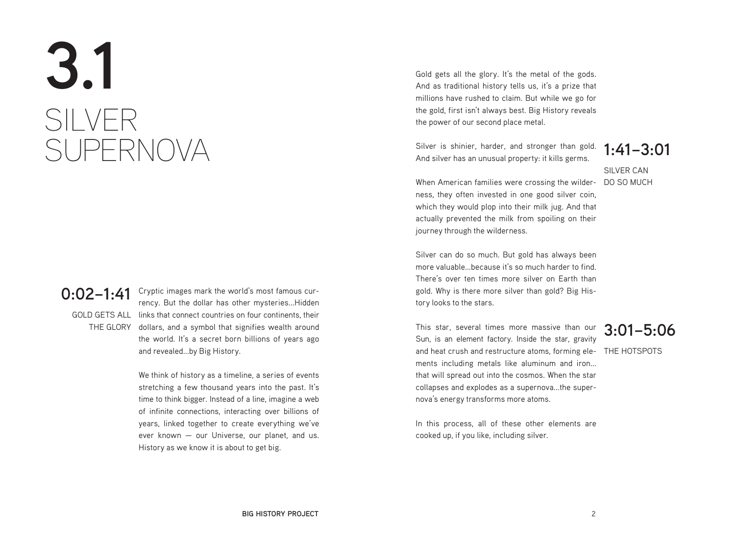# 3.1 SILVER SUPERNOVA

**0:02–1:41**

GOLD GETS ALL THE GLORY

Cryptic images mark the world's most famous currency. But the dollar has other mysteries...Hidden links that connect countries on four continents, their dollars, and a symbol that signifies wealth around the world. It's a secret born billions of years ago and revealed...by Big History.

We think of history as a timeline, a series of events stretching a few thousand years into the past. It's time to think bigger. Instead of a line, imagine a web of infinite connections, interacting over billions of years, linked together to create everything we've ever known — our Universe, our planet, and us. History as we know it is about to get big.

Gold gets all the glory. It's the metal of the gods. And as traditional history tells us, it's a prize that millions have rushed to claim. But while we go for the gold, first isn't always best. Big History reveals the power of our second place metal.

**1:41–3:01**

SILVER CAN DO SO MUCH

Silver is shinier, harder, and stronger than gold. And silver has an unusual property: it kills germs.

When American families were crossing the wilderness, they often invested in one good silver coin, which they would plop into their milk jug. And that actually prevented the milk from spoiling on their journey through the wilderness.

Silver can do so much. But gold has always been more valuable...because it's so much harder to find. There's over ten times more silver on Earth than gold. Why is there more silver than gold? Big History looks to the stars.

**3:01–5:06**

THE HOTSPOTS

This star, several times more massive than our Sun, is an element factory. Inside the star, gravity and heat crush and restructure atoms, forming elements including metals like aluminum and iron... that will spread out into the cosmos. When the star collapses and explodes as a supernova...the supernova's energy transforms more atoms.

In this process, all of these other elements are cooked up, if you like, including silver.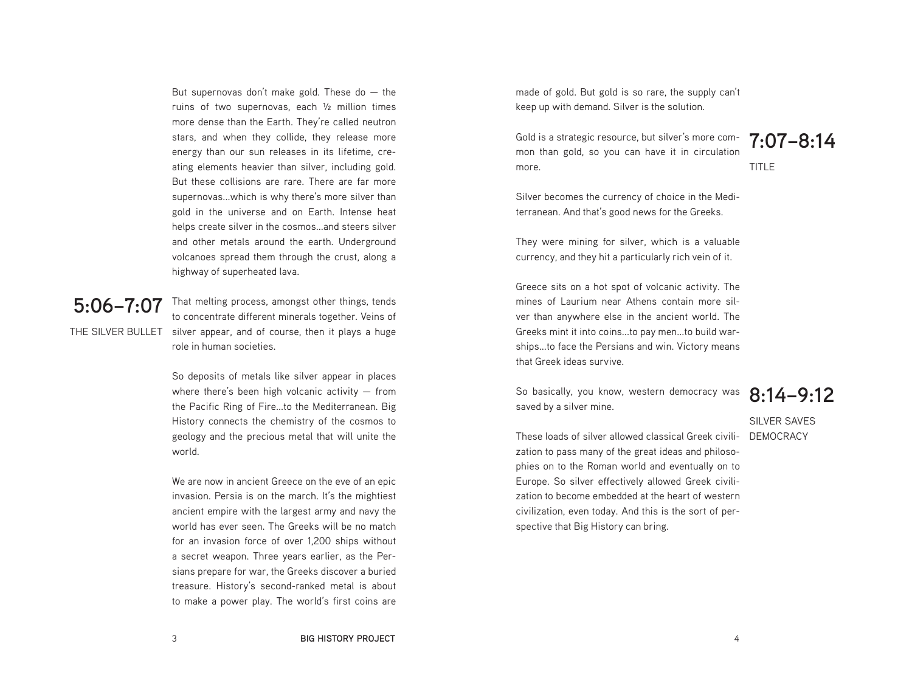But supernovas don't make gold. These do — the ruins of two supernovas, each ½ million times more dense than the Earth. They're called neutron stars, and when they collide, they release more energy than our sun releases in its lifetime, creating elements heavier than silver, including gold. But these collisions are rare. There are far more supernovas...which is why there's more silver than gold in the universe and on Earth. Intense heat helps create silver in the cosmos...and steers silver and other metals around the earth. Underground volcanoes spread them through the crust, along a highway of superheated lava.

## 5:06–7:07

THE SILVER BULLET

That melting process, amongst other things, tends to concentrate different minerals together. Veins of silver appear, and of course, then it plays a huge role in human societies.

So deposits of metals like silver appear in places where there's been high volcanic activity — from the Pacific Ring of Fire...to the Mediterranean. Big History connects the chemistry of the cosmos to geology and the precious metal that will unite the world.

We are now in ancient Greece on the eve of an epic invasion. Persia is on the march. It's the mightiest ancient empire with the largest army and navy the world has ever seen. The Greeks will be no match for an invasion force of over 1,200 ships without a secret weapon. Three years earlier, as the Persians prepare for war, the Greeks discover a buried treasure. History's second-ranked metal is about to make a power play. The world's first coins are made of gold. But gold is so rare, the supply can't keep up with demand. Silver is the solution.

## 7:07–8:14

TITLE

Gold is a strategic resource, but silver's more common than gold, so you can have it in circulation more.

Silver becomes the currency of choice in the Mediterranean. And that's good news for the Greeks.

They were mining for silver, which is a valuable currency, and they hit a particularly rich vein of it.

Greece sits on a hot spot of volcanic activity. The mines of Laurium near Athens contain more silver than anywhere else in the ancient world. The Greeks mint it into coins...to pay men...to build warships...to face the Persians and win. Victory means that Greek ideas survive.

## 8:14–9:12

SILVER SAVES DEMOCRACY

So basically, you know, western democracy was saved by a silver mine.

These loads of silver allowed classical Greek civilization to pass many of the great ideas and philosophies on to the Roman world and eventually on to Europe. So silver effectively allowed Greek civilization to become embedded at the heart of western civilization, even today. And this is the sort of perspective that Big History can bring.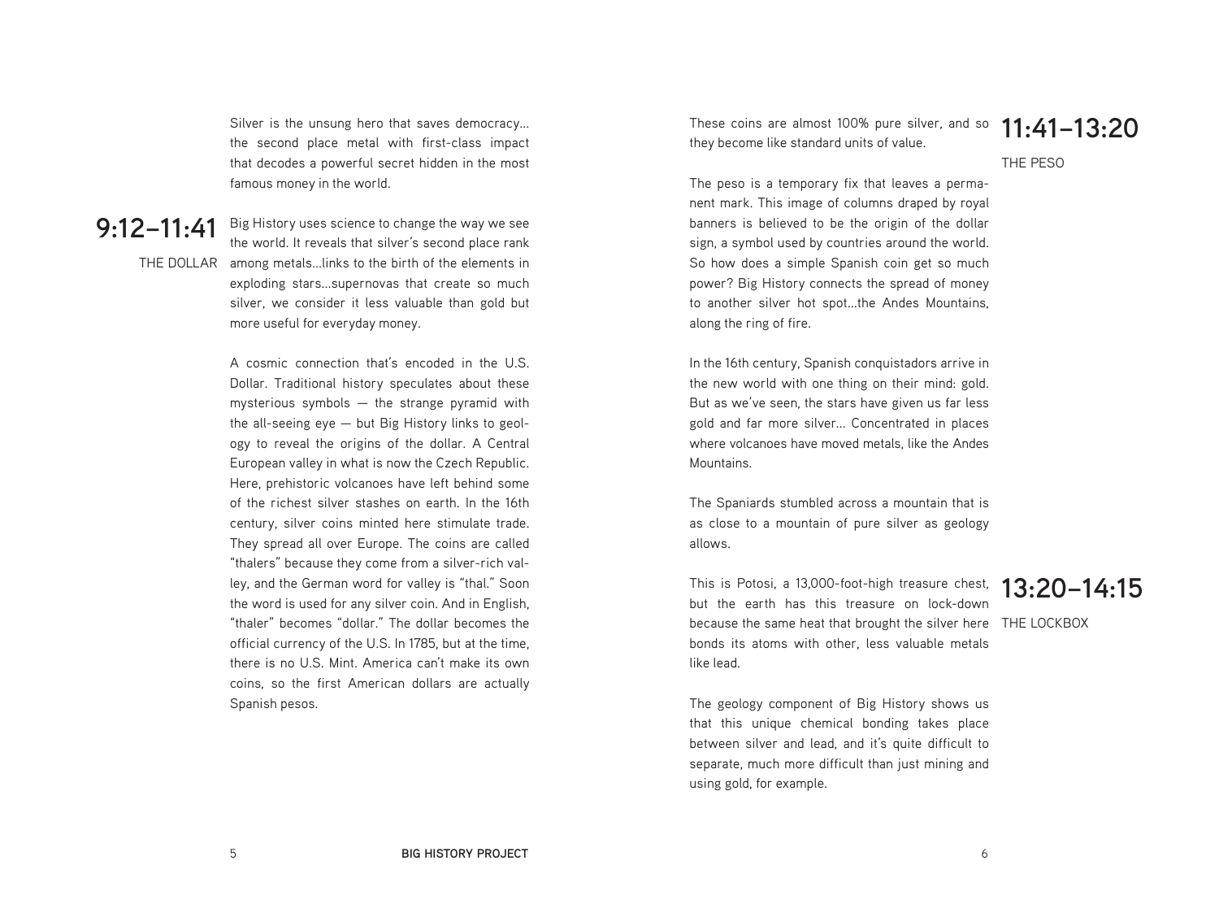Silver is the unsung hero that saves democracy… the second place metal with first-class impact that decodes a powerful secret hidden in the most famous money in the world.

## 9:12–11:41

THE DOLLAR

Big History uses science to change the way we see the world. It reveals that silver's second place rank among metals…links to the birth of the elements in exploding stars…supernovas that create so much silver, we consider it less valuable than gold but more useful for everyday money.

A cosmic connection that's encoded in the U.S. Dollar. Traditional history speculates about these mysterious symbols — the strange pyramid with the all-seeing eye — but Big History links to geology to reveal the origins of the dollar. A Central European valley in what is now the Czech Republic. Here, prehistoric volcanoes have left behind some of the richest silver stashes on earth. In the 16th century, silver coins minted here stimulate trade. They spread all over Europe. The coins are called "thalers" because they come from a silver-rich valley, and the German word for valley is "thal." Soon the word is used for any silver coin. And in English, "thaler" becomes "dollar." The dollar becomes the official currency of the U.S. In 1785, but at the time, there is no U.S. Mint. America can't make its own coins, so the first American dollars are actually Spanish pesos.

## 11:41–13:20

THE PESO

These coins are almost 100% pure silver, and so they become like standard units of value.

The peso is a temporary fix that leaves a permanent mark. This image of columns draped by royal banners is believed to be the origin of the dollar sign, a symbol used by countries around the world. So how does a simple Spanish coin get so much power? Big History connects the spread of money to another silver hot spot…the Andes Mountains, along the ring of fire.

In the 16th century, Spanish conquistadors arrive in the new world with one thing on their mind: gold. But as we've seen, the stars have given us far less gold and far more silver… Concentrated in places where volcanoes have moved metals, like the Andes Mountains.

The Spaniards stumbled across a mountain that is as close to a mountain of pure silver as geology allows.

## 13:20–14:15

THE LOCKBOX

This is Potosi, a 13,000-foot-high treasure chest, but the earth has this treasure on lock-down because the same heat that brought the silver here bonds its atoms with other, less valuable metals like lead.

The geology component of Big History shows us that this unique chemical bonding takes place between silver and lead, and it's quite difficult to separate, much more difficult than just mining and using gold, for example.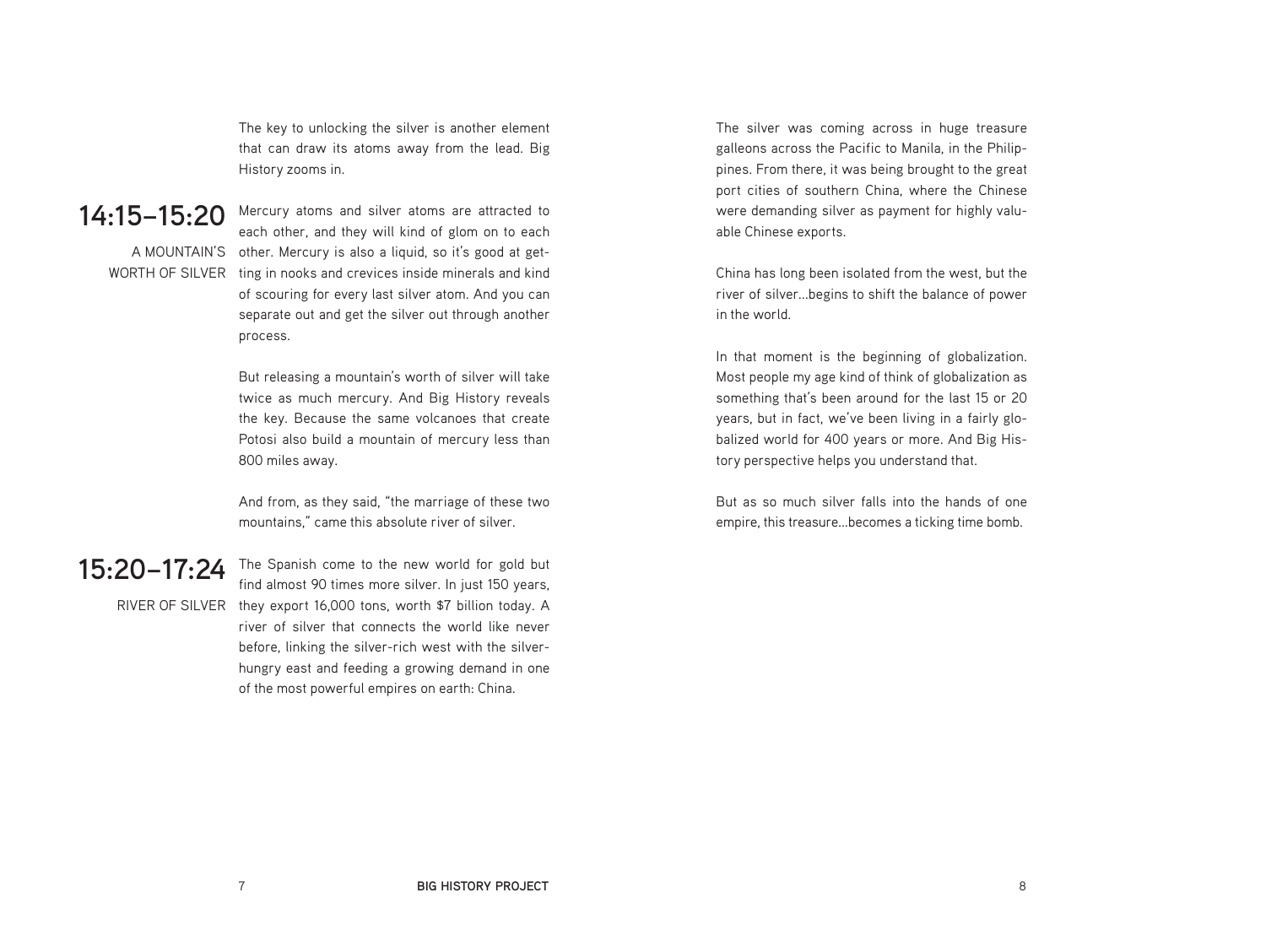The key to unlocking the silver is another element that can draw its atoms away from the lead. Big History zooms in.

## 14:15–15:20

A MOUNTAIN'S WORTH OF SILVER

Mercury atoms and silver atoms are attracted to each other, and they will kind of glom on to each other. Mercury is also a liquid, so it's good at getting in nooks and crevices inside minerals and kind of scouring for every last silver atom. And you can separate out and get the silver out through another process.

But releasing a mountain's worth of silver will take twice as much mercury. And Big History reveals the key. Because the same volcanoes that create Potosi also build a mountain of mercury less than 800 miles away.

And from, as they said, "the marriage of these two mountains," came this absolute river of silver.

## 15:20–17:24

RIVER OF SILVER

The Spanish come to the new world for gold but find almost 90 times more silver. In just 150 years, they export 16,000 tons, worth $7 billion today. A river of silver that connects the world like never before, linking the silver-rich west with the silver-hungry east and feeding a growing demand in one of the most powerful empires on earth: China.

The silver was coming across in huge treasure galleons across the Pacific to Manila, in the Philippines. From there, it was being brought to the great port cities of southern China, where the Chinese were demanding silver as payment for highly valuable Chinese exports.

China has long been isolated from the west, but the river of silver…begins to shift the balance of power in the world.

In that moment is the beginning of globalization. Most people my age kind of think of globalization as something that's been around for the last 15 or 20 years, but in fact, we've been living in a fairly globalized world for 400 years or more. And Big History perspective helps you understand that.

But as so much silver falls into the hands of one empire, this treasure…becomes a ticking time bomb.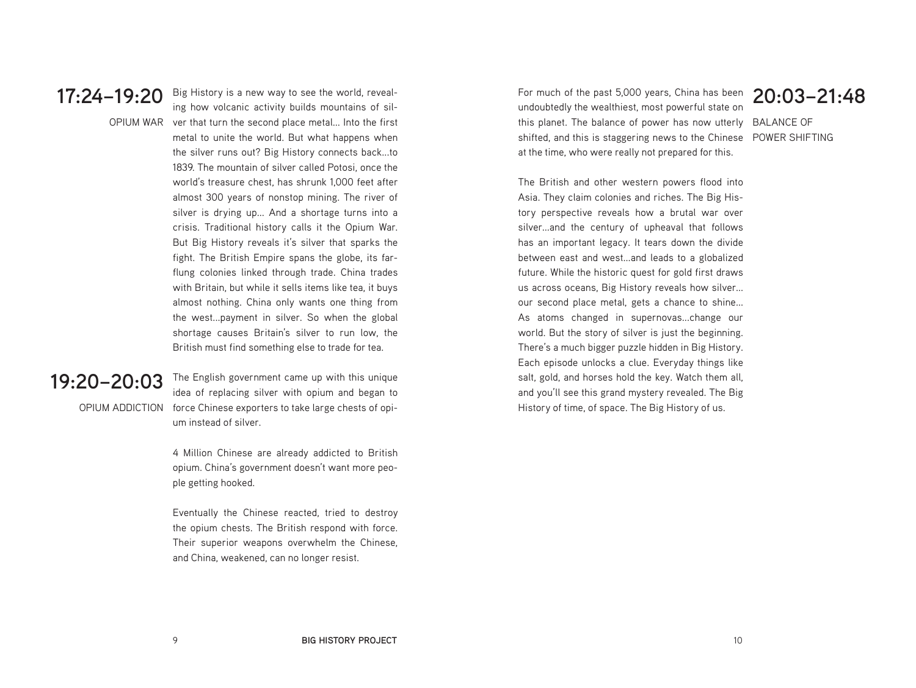## 17:24–19:20

OPIUM WAR

Big History is a new way to see the world, revealing how volcanic activity builds mountains of silver that turn the second place metal... Into the first metal to unite the world. But what happens when the silver runs out? Big History connects back...to 1839. The mountain of silver called Potosi, once the world's treasure chest, has shrunk 1,000 feet after almost 300 years of nonstop mining. The river of silver is drying up... And a shortage turns into a crisis. Traditional history calls it the Opium War. But Big History reveals it's silver that sparks the fight. The British Empire spans the globe, its far-flung colonies linked through trade. China trades with Britain, but while it sells items like tea, it buys almost nothing. China only wants one thing from the west...payment in silver. So when the global shortage causes Britain's silver to run low, the British must find something else to trade for tea.

## 19:20–20:03

OPIUM ADDICTION

The English government came up with this unique idea of replacing silver with opium and began to force Chinese exporters to take large chests of opium instead of silver.

4 Million Chinese are already addicted to British opium. China's government doesn't want more people getting hooked.

Eventually the Chinese reacted, tried to destroy the opium chests. The British respond with force. Their superior weapons overwhelm the Chinese, and China, weakened, can no longer resist.

## 20:03–21:48

BALANCE OF POWER SHIFTING

For much of the past 5,000 years, China has been undoubtedly the wealthiest, most powerful state on this planet. The balance of power has now utterly shifted, and this is staggering news to the Chinese at the time, who were really not prepared for this.

The British and other western powers flood into Asia. They claim colonies and riches. The Big History perspective reveals how a brutal war over silver...and the century of upheaval that follows has an important legacy. It tears down the divide between east and west...and leads to a globalized future. While the historic quest for gold first draws us across oceans, Big History reveals how silver... our second place metal, gets a chance to shine... As atoms changed in supernovas...change our world. But the story of silver is just the beginning. There's a much bigger puzzle hidden in Big History. Each episode unlocks a clue. Everyday things like salt, gold, and horses hold the key. Watch them all, and you'll see this grand mystery revealed. The Big History of time, of space. The Big History of us.